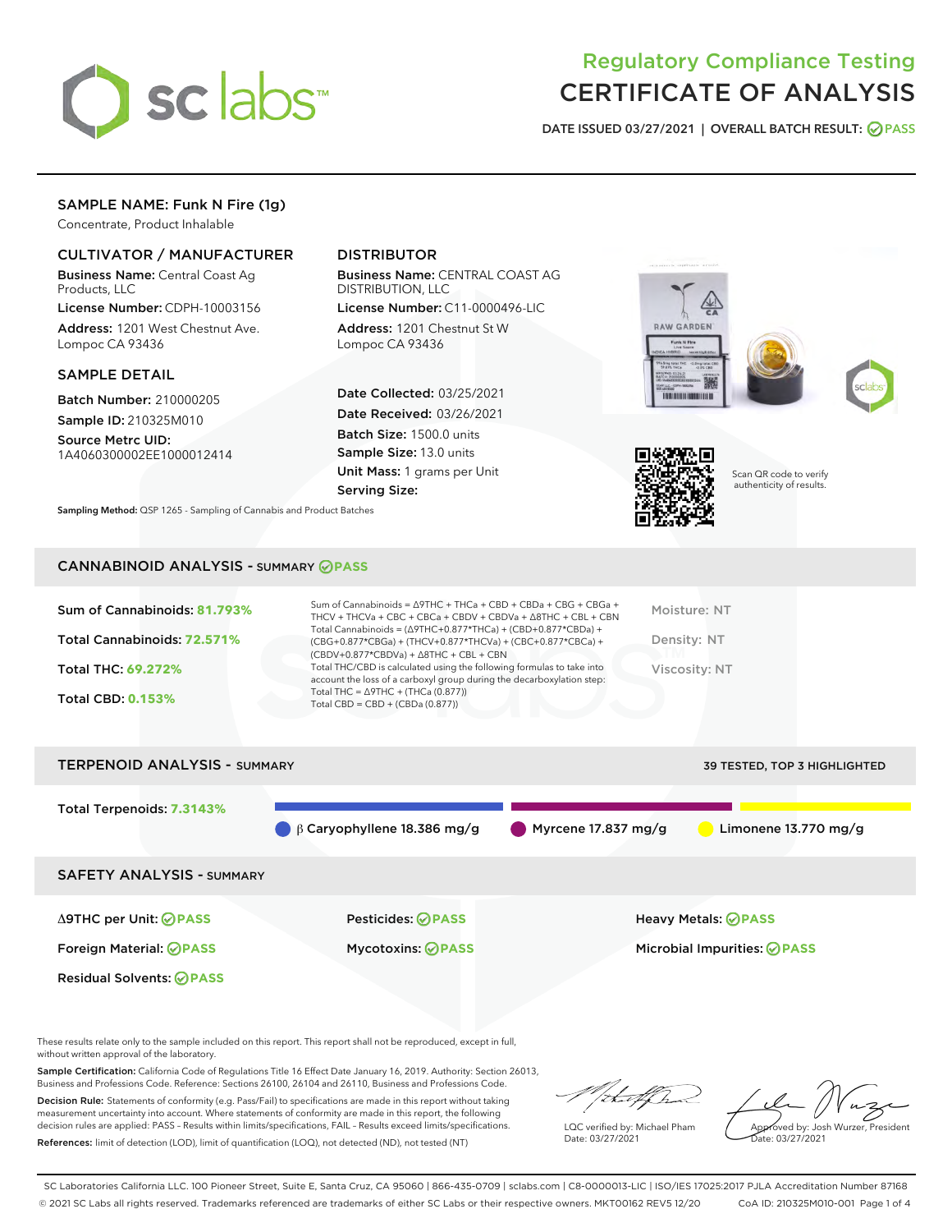# Regulatory Compliance Testing
# CERTIFICATE OF ANALYSIS

DATE ISSUED 03/27/2021 | OVERALL BATCH RESULT: PASS

## SAMPLE NAME: Funk N Fire (1g)

Concentrate, Product Inhalable

### CULTIVATOR / MANUFACTURER

**Business Name:** Central Coast Ag Products, LLC

**License Number:** CDPH-10003156

**Address:** 1201 West Chestnut Ave. Lompoc CA 93436

### DISTRIBUTOR

**Business Name:** CENTRAL COAST AG DISTRIBUTION, LLC

**License Number:** C11-0000496-LIC

**Address:** 1201 Chestnut St W Lompoc CA 93436

### SAMPLE DETAIL

**Batch Number:** 210000205

**Sample ID:** 210325M010

**Source Metrc UID:** 1A4060300002EE1000012414

**Date Collected:** 03/25/2021

**Date Received:** 03/26/2021

**Batch Size:** 1500.0 units

**Sample Size:** 13.0 units

**Unit Mass:** 1 grams per Unit

**Serving Size:**

**Sampling Method:** QSP 1265 - Sampling of Cannabis and Product Batches

Scan QR code to verify authenticity of results.

## CANNABINOID ANALYSIS - SUMMARY PASS

Sum of Cannabinoids: **81.793%**

Total Cannabinoids: **72.571%**

Total THC: **69.272%**

Total CBD: **0.153%**

Sum of Cannabinoids = Δ9THC + THCa + CBD + CBDa + CBG + CBGa + THCV + THCVa + CBC + CBCa + CBDV + CBDVa + Δ8THC + CBL + CBN

Total Cannabinoids = (Δ9THC+0.877*THCa) + (CBD+0.877*CBDa) + (CBG+0.877*CBGa) + (THCV+0.877*THCVa) + (CBC+0.877*CBCa) + (CBDV+0.877*CBDVa) + Δ8THC + CBL + CBN

Total THC/CBD is calculated using the following formulas to take into account the loss of a carboxyl group during the decarboxylation step:

Total THC = Δ9THC + (THCa (0.877))

Total CBD = CBD + (CBDa (0.877))

Moisture: NT

Density: NT

Viscosity: NT

## TERPENOID ANALYSIS - SUMMARY

39 TESTED, TOP 3 HIGHLIGHTED

Total Terpenoids: **7.3143%**

β Caryophyllene 18.386 mg/g | Myrcene 17.837 mg/g | Limonene 13.770 mg/g

## SAFETY ANALYSIS - SUMMARY

| | | |
|---|---|---|
| Δ9THC per Unit: PASS | Pesticides: PASS | Heavy Metals: PASS |
| Foreign Material: PASS | Mycotoxins: PASS | Microbial Impurities: PASS |
| Residual Solvents: PASS | | |

These results relate only to the sample included on this report. This report shall not be reproduced, except in full, without written approval of the laboratory.

**Sample Certification:** California Code of Regulations Title 16 Effect Date January 16, 2019. Authority: Section 26013, Business and Professions Code. Reference: Sections 26100, 26104 and 26110, Business and Professions Code.

**Decision Rule:** Statements of conformity (e.g. Pass/Fail) to specifications are made in this report without taking measurement uncertainty into account. Where statements of conformity are made in this report, the following decision rules are applied: PASS – Results within limits/specifications, FAIL – Results exceed limits/specifications.

**References:** limit of detection (LOD), limit of quantification (LOQ), not detected (ND), not tested (NT)

LQC verified by: Michael Pham
Date: 03/27/2021

Approved by: Josh Wurzer, President
Date: 03/27/2021

SC Laboratories California LLC. 100 Pioneer Street, Suite E, Santa Cruz, CA 95060 | 866-435-0709 | sclabs.com | C8-0000013-LIC | ISO/IES 17025:2017 PJLA Accreditation Number 87168
© 2021 SC Labs all rights reserved. Trademarks referenced are trademarks of either SC Labs or their respective owners. MKT00162 REV5 12/20 CoA ID: 210325M010-001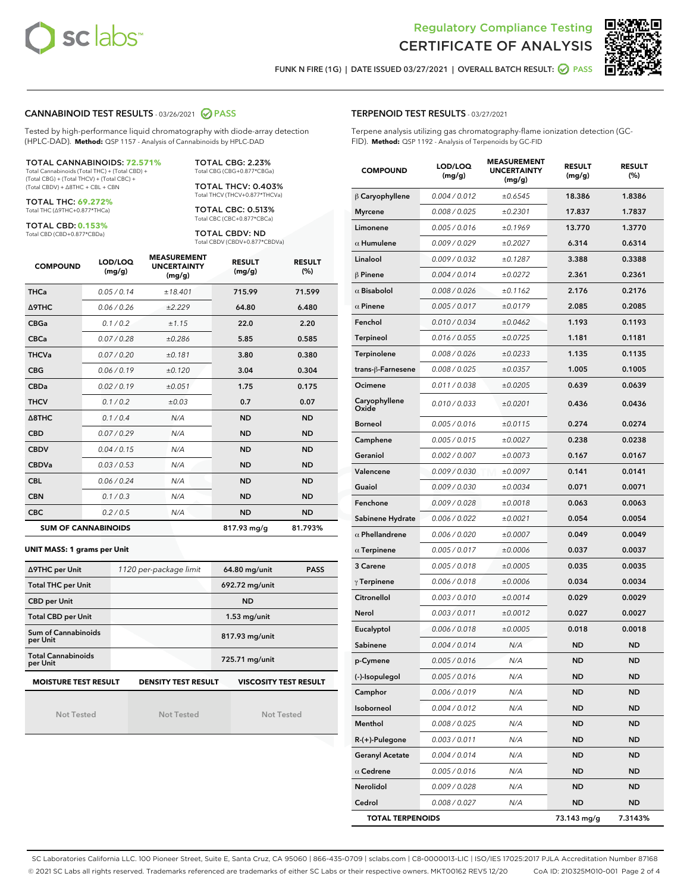Regulatory Compliance Testing
# CERTIFICATE OF ANALYSIS

FUNK N FIRE (1G) | DATE ISSUED 03/27/2021 | OVERALL BATCH RESULT: PASS

## CANNABINOID TEST RESULTS - 03/26/2021 PASS

Tested by high-performance liquid chromatography with diode-array detection (HPLC-DAD). **Method:** QSP 1157 - Analysis of Cannabinoids by HPLC-DAD

**TOTAL CANNABINOIDS: 72.571%**
Total Cannabinoids (Total THC) + (Total CBD) + (Total CBG) + (Total THCV) + (Total CBC) + (Total CBDV) + Δ8THC + CBL + CBN

**TOTAL THC: 69.272%**
Total THC (Δ9THC+0.877*THCa)

**TOTAL CBD: 0.153%**
Total CBD (CBD+0.877*CBDa)

**TOTAL CBG: 2.23%**
Total CBG (CBG+0.877*CBGa)

**TOTAL THCV: 0.403%**
Total THCV (THCV+0.877*THCVa)

**TOTAL CBC: 0.513%**
Total CBC (CBC+0.877*CBCa)

**TOTAL CBDV: ND**
Total CBDV (CBDV+0.877*CBDVa)

| COMPOUND | LOD/LOQ (mg/g) | MEASUREMENT UNCERTAINTY (mg/g) | RESULT (mg/g) | RESULT (%) |
|---|---|---|---|---|
| THCa | 0.05 / 0.14 | ±18.401 | 715.99 | 71.599 |
| Δ9THC | 0.06 / 0.26 | ±2.229 | 64.80 | 6.480 |
| CBGa | 0.1 / 0.2 | ±1.15 | 22.0 | 2.20 |
| CBCa | 0.07 / 0.28 | ±0.286 | 5.85 | 0.585 |
| THCVa | 0.07 / 0.20 | ±0.181 | 3.80 | 0.380 |
| CBG | 0.06 / 0.19 | ±0.120 | 3.04 | 0.304 |
| CBDa | 0.02 / 0.19 | ±0.051 | 1.75 | 0.175 |
| THCV | 0.1 / 0.2 | ±0.03 | 0.7 | 0.07 |
| Δ8THC | 0.1 / 0.4 | N/A | ND | ND |
| CBD | 0.07 / 0.29 | N/A | ND | ND |
| CBDV | 0.04 / 0.15 | N/A | ND | ND |
| CBDVa | 0.03 / 0.53 | N/A | ND | ND |
| CBL | 0.06 / 0.24 | N/A | ND | ND |
| CBN | 0.1 / 0.3 | N/A | ND | ND |
| CBC | 0.2 / 0.5 | N/A | ND | ND |
| **SUM OF CANNABINOIDS** | | | 817.93 mg/g | 81.793% |

**UNIT MASS: 1 grams per Unit**

| | | | |
|---|---|---|---|
| Δ9THC per Unit | 1120 per-package limit | 64.80 mg/unit | PASS |
| Total THC per Unit | | 692.72 mg/unit | |
| CBD per Unit | | ND | |
| Total CBD per Unit | | 1.53 mg/unit | |
| Sum of Cannabinoids per Unit | | 817.93 mg/unit | |
| Total Cannabinoids per Unit | | 725.71 mg/unit | |

| MOISTURE TEST RESULT | DENSITY TEST RESULT | VISCOSITY TEST RESULT |
|---|---|---|
| Not Tested | Not Tested | Not Tested |

## TERPENOID TEST RESULTS - 03/27/2021

Terpene analysis utilizing gas chromatography-flame ionization detection (GC-FID). **Method:** QSP 1192 - Analysis of Terpenoids by GC-FID

| COMPOUND | LOD/LOQ (mg/g) | MEASUREMENT UNCERTAINTY (mg/g) | RESULT (mg/g) | RESULT (%) |
|---|---|---|---|---|
| β Caryophyllene | 0.004 / 0.012 | ±0.6545 | 18.386 | 1.8386 |
| Myrcene | 0.008 / 0.025 | ±0.2301 | 17.837 | 1.7837 |
| Limonene | 0.005 / 0.016 | ±0.1969 | 13.770 | 1.3770 |
| α Humulene | 0.009 / 0.029 | ±0.2027 | 6.314 | 0.6314 |
| Linalool | 0.009 / 0.032 | ±0.1287 | 3.388 | 0.3388 |
| β Pinene | 0.004 / 0.014 | ±0.0272 | 2.361 | 0.2361 |
| α Bisabolol | 0.008 / 0.026 | ±0.1162 | 2.176 | 0.2176 |
| α Pinene | 0.005 / 0.017 | ±0.0179 | 2.085 | 0.2085 |
| Fenchol | 0.010 / 0.034 | ±0.0462 | 1.193 | 0.1193 |
| Terpineol | 0.016 / 0.055 | ±0.0725 | 1.181 | 0.1181 |
| Terpinolene | 0.008 / 0.026 | ±0.0233 | 1.135 | 0.1135 |
| trans-β-Farnesene | 0.008 / 0.025 | ±0.0357 | 1.005 | 0.1005 |
| Ocimene | 0.011 / 0.038 | ±0.0205 | 0.639 | 0.0639 |
| Caryophyllene Oxide | 0.010 / 0.033 | ±0.0201 | 0.436 | 0.0436 |
| Borneol | 0.005 / 0.016 | ±0.0115 | 0.274 | 0.0274 |
| Camphene | 0.005 / 0.015 | ±0.0027 | 0.238 | 0.0238 |
| Geraniol | 0.002 / 0.007 | ±0.0073 | 0.167 | 0.0167 |
| Valencene | 0.009 / 0.030 | ±0.0097 | 0.141 | 0.0141 |
| Guaiol | 0.009 / 0.030 | ±0.0034 | 0.071 | 0.0071 |
| Fenchone | 0.009 / 0.028 | ±0.0018 | 0.063 | 0.0063 |
| Sabinene Hydrate | 0.006 / 0.022 | ±0.0021 | 0.054 | 0.0054 |
| α Phellandrene | 0.006 / 0.020 | ±0.0007 | 0.049 | 0.0049 |
| α Terpinene | 0.005 / 0.017 | ±0.0006 | 0.037 | 0.0037 |
| 3 Carene | 0.005 / 0.018 | ±0.0005 | 0.035 | 0.0035 |
| γ Terpinene | 0.006 / 0.018 | ±0.0006 | 0.034 | 0.0034 |
| Citronellol | 0.003 / 0.010 | ±0.0014 | 0.029 | 0.0029 |
| Nerol | 0.003 / 0.011 | ±0.0012 | 0.027 | 0.0027 |
| Eucalyptol | 0.006 / 0.018 | ±0.0005 | 0.018 | 0.0018 |
| Sabinene | 0.004 / 0.014 | N/A | ND | ND |
| p-Cymene | 0.005 / 0.016 | N/A | ND | ND |
| (-)-Isopulegol | 0.005 / 0.016 | N/A | ND | ND |
| Camphor | 0.006 / 0.019 | N/A | ND | ND |
| Isoborneol | 0.004 / 0.012 | N/A | ND | ND |
| Menthol | 0.008 / 0.025 | N/A | ND | ND |
| R-(+)-Pulegone | 0.003 / 0.011 | N/A | ND | ND |
| Geranyl Acetate | 0.004 / 0.014 | N/A | ND | ND |
| α Cedrene | 0.005 / 0.016 | N/A | ND | ND |
| Nerolidol | 0.009 / 0.028 | N/A | ND | ND |
| Cedrol | 0.008 / 0.027 | N/A | ND | ND |
| **TOTAL TERPENOIDS** | | | 73.143 mg/g | 7.3143% |

SC Laboratories California LLC. 100 Pioneer Street, Suite E, Santa Cruz, CA 95060 | 866-435-0709 | sclabs.com | C8-0000013-LIC | ISO/IES 17025:2017 PJLA Accreditation Number 87168
© 2021 SC Labs all rights reserved. Trademarks referenced are trademarks of either SC Labs or their respective owners. MKT00162 REV5 12/20 CoA ID: 210325M010-001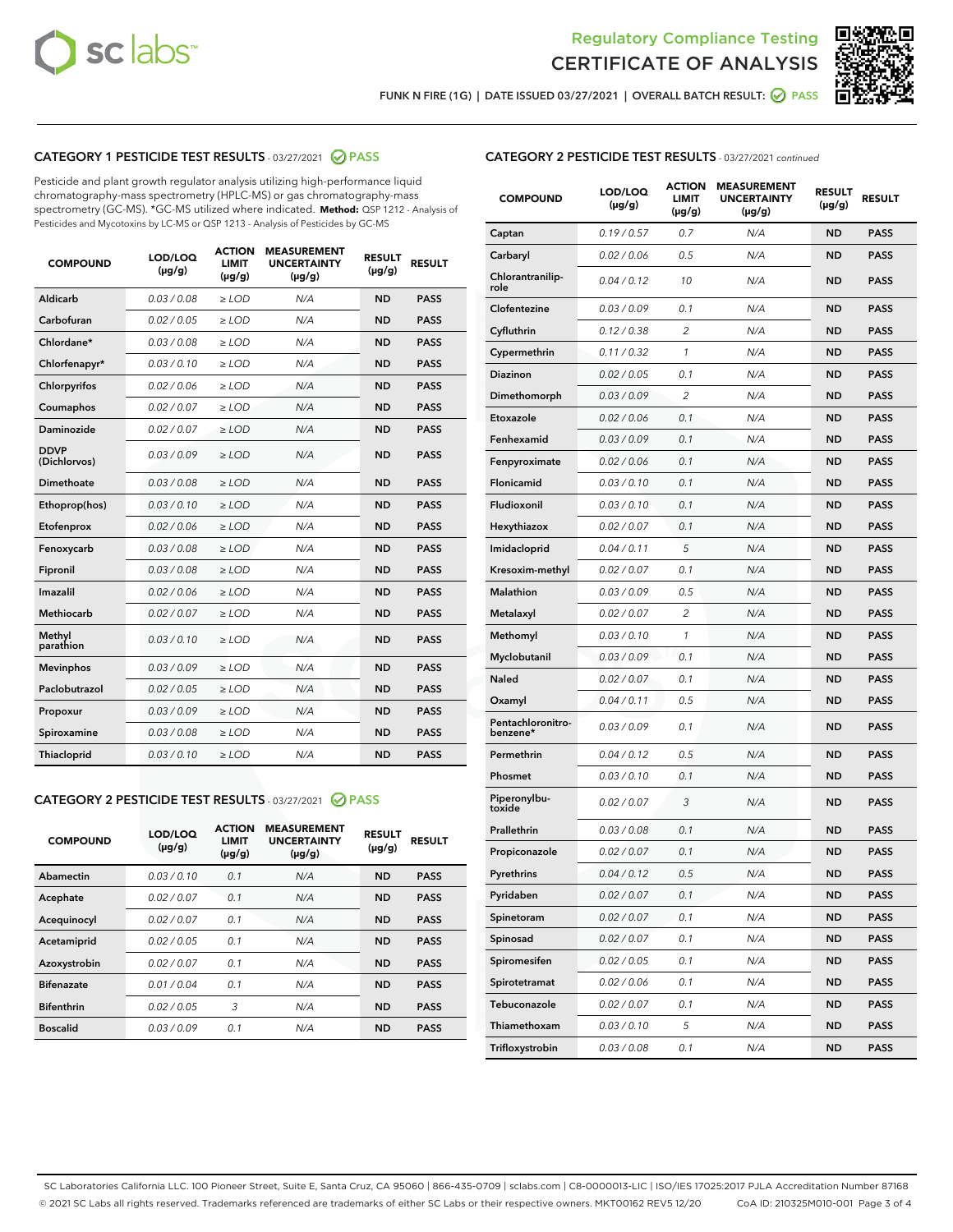Regulatory Compliance Testing
# CERTIFICATE OF ANALYSIS

FUNK N FIRE (1G) | DATE ISSUED 03/27/2021 | OVERALL BATCH RESULT: PASS

## CATEGORY 1 PESTICIDE TEST RESULTS - 03/27/2021 PASS

Pesticide and plant growth regulator analysis utilizing high-performance liquid chromatography-mass spectrometry (HPLC-MS) or gas chromatography-mass spectrometry (GC-MS). *GC-MS utilized where indicated. **Method:** QSP 1212 - Analysis of Pesticides and Mycotoxins by LC-MS or QSP 1213 - Analysis of Pesticides by GC-MS

| COMPOUND | LOD/LOQ (µg/g) | ACTION LIMIT (µg/g) | MEASUREMENT UNCERTAINTY (µg/g) | RESULT (µg/g) | RESULT |
|---|---|---|---|---|---|
| Aldicarb | 0.03 / 0.08 | ≥ LOD | N/A | ND | PASS |
| Carbofuran | 0.02 / 0.05 | ≥ LOD | N/A | ND | PASS |
| Chlordane* | 0.03 / 0.08 | ≥ LOD | N/A | ND | PASS |
| Chlorfenapyr* | 0.03 / 0.10 | ≥ LOD | N/A | ND | PASS |
| Chlorpyrifos | 0.02 / 0.06 | ≥ LOD | N/A | ND | PASS |
| Coumaphos | 0.02 / 0.07 | ≥ LOD | N/A | ND | PASS |
| Daminozide | 0.02 / 0.07 | ≥ LOD | N/A | ND | PASS |
| DDVP (Dichlorvos) | 0.03 / 0.09 | ≥ LOD | N/A | ND | PASS |
| Dimethoate | 0.03 / 0.08 | ≥ LOD | N/A | ND | PASS |
| Ethoprop(hos) | 0.03 / 0.10 | ≥ LOD | N/A | ND | PASS |
| Etofenprox | 0.02 / 0.06 | ≥ LOD | N/A | ND | PASS |
| Fenoxycarb | 0.03 / 0.08 | ≥ LOD | N/A | ND | PASS |
| Fipronil | 0.03 / 0.08 | ≥ LOD | N/A | ND | PASS |
| Imazalil | 0.02 / 0.06 | ≥ LOD | N/A | ND | PASS |
| Methiocarb | 0.02 / 0.07 | ≥ LOD | N/A | ND | PASS |
| Methyl parathion | 0.03 / 0.10 | ≥ LOD | N/A | ND | PASS |
| Mevinphos | 0.03 / 0.09 | ≥ LOD | N/A | ND | PASS |
| Paclobutrazol | 0.02 / 0.05 | ≥ LOD | N/A | ND | PASS |
| Propoxur | 0.03 / 0.09 | ≥ LOD | N/A | ND | PASS |
| Spiroxamine | 0.03 / 0.08 | ≥ LOD | N/A | ND | PASS |
| Thiacloprid | 0.03 / 0.10 | ≥ LOD | N/A | ND | PASS |

## CATEGORY 2 PESTICIDE TEST RESULTS - 03/27/2021 PASS

| COMPOUND | LOD/LOQ (µg/g) | ACTION LIMIT (µg/g) | MEASUREMENT UNCERTAINTY (µg/g) | RESULT (µg/g) | RESULT |
|---|---|---|---|---|---|
| Abamectin | 0.03 / 0.10 | 0.1 | N/A | ND | PASS |
| Acephate | 0.02 / 0.07 | 0.1 | N/A | ND | PASS |
| Acequinocyl | 0.02 / 0.07 | 0.1 | N/A | ND | PASS |
| Acetamiprid | 0.02 / 0.05 | 0.1 | N/A | ND | PASS |
| Azoxystrobin | 0.02 / 0.07 | 0.1 | N/A | ND | PASS |
| Bifenazate | 0.01 / 0.04 | 0.1 | N/A | ND | PASS |
| Bifenthrin | 0.02 / 0.05 | 3 | N/A | ND | PASS |
| Boscalid | 0.03 / 0.09 | 0.1 | N/A | ND | PASS |
| Captan | 0.19 / 0.57 | 0.7 | N/A | ND | PASS |
| Carbaryl | 0.02 / 0.06 | 0.5 | N/A | ND | PASS |
| Chlorantraniliprole | 0.04 / 0.12 | 10 | N/A | ND | PASS |
| Clofentezine | 0.03 / 0.09 | 0.1 | N/A | ND | PASS |
| Cyfluthrin | 0.12 / 0.38 | 2 | N/A | ND | PASS |
| Cypermethrin | 0.11 / 0.32 | 1 | N/A | ND | PASS |
| Diazinon | 0.02 / 0.05 | 0.1 | N/A | ND | PASS |
| Dimethomorph | 0.03 / 0.09 | 2 | N/A | ND | PASS |
| Etoxazole | 0.02 / 0.06 | 0.1 | N/A | ND | PASS |
| Fenhexamid | 0.03 / 0.09 | 0.1 | N/A | ND | PASS |
| Fenpyroximate | 0.02 / 0.06 | 0.1 | N/A | ND | PASS |
| Flonicamid | 0.03 / 0.10 | 0.1 | N/A | ND | PASS |
| Fludioxonil | 0.03 / 0.10 | 0.1 | N/A | ND | PASS |
| Hexythiazox | 0.02 / 0.07 | 0.1 | N/A | ND | PASS |
| Imidacloprid | 0.04 / 0.11 | 5 | N/A | ND | PASS |
| Kresoxim-methyl | 0.02 / 0.07 | 0.1 | N/A | ND | PASS |
| Malathion | 0.03 / 0.09 | 0.5 | N/A | ND | PASS |
| Metalaxyl | 0.02 / 0.07 | 2 | N/A | ND | PASS |
| Methomyl | 0.03 / 0.10 | 1 | N/A | ND | PASS |
| Myclobutanil | 0.03 / 0.09 | 0.1 | N/A | ND | PASS |
| Naled | 0.02 / 0.07 | 0.1 | N/A | ND | PASS |
| Oxamyl | 0.04 / 0.11 | 0.5 | N/A | ND | PASS |
| Pentachloronitrobenzene* | 0.03 / 0.09 | 0.1 | N/A | ND | PASS |
| Permethrin | 0.04 / 0.12 | 0.5 | N/A | ND | PASS |
| Phosmet | 0.03 / 0.10 | 0.1 | N/A | ND | PASS |
| Piperonylbutoxide | 0.02 / 0.07 | 3 | N/A | ND | PASS |
| Prallethrin | 0.03 / 0.08 | 0.1 | N/A | ND | PASS |
| Propiconazole | 0.02 / 0.07 | 0.1 | N/A | ND | PASS |
| Pyrethrins | 0.04 / 0.12 | 0.5 | N/A | ND | PASS |
| Pyridaben | 0.02 / 0.07 | 0.1 | N/A | ND | PASS |
| Spinetoram | 0.02 / 0.07 | 0.1 | N/A | ND | PASS |
| Spinosad | 0.02 / 0.07 | 0.1 | N/A | ND | PASS |
| Spiromesifen | 0.02 / 0.05 | 0.1 | N/A | ND | PASS |
| Spirotetramat | 0.02 / 0.06 | 0.1 | N/A | ND | PASS |
| Tebuconazole | 0.02 / 0.07 | 0.1 | N/A | ND | PASS |
| Thiamethoxam | 0.03 / 0.10 | 5 | N/A | ND | PASS |
| Trifloxystrobin | 0.03 / 0.08 | 0.1 | N/A | ND | PASS |

SC Laboratories California LLC. 100 Pioneer Street, Suite E, Santa Cruz, CA 95060 | 866-435-0709 | sclabs.com | C8-0000013-LIC | ISO/IES 17025:2017 PJLA Accreditation Number 87168
© 2021 SC Labs all rights reserved. Trademarks referenced are trademarks of either SC Labs or their respective owners. MKT00162 REV5 12/20 CoA ID: 210325M010-001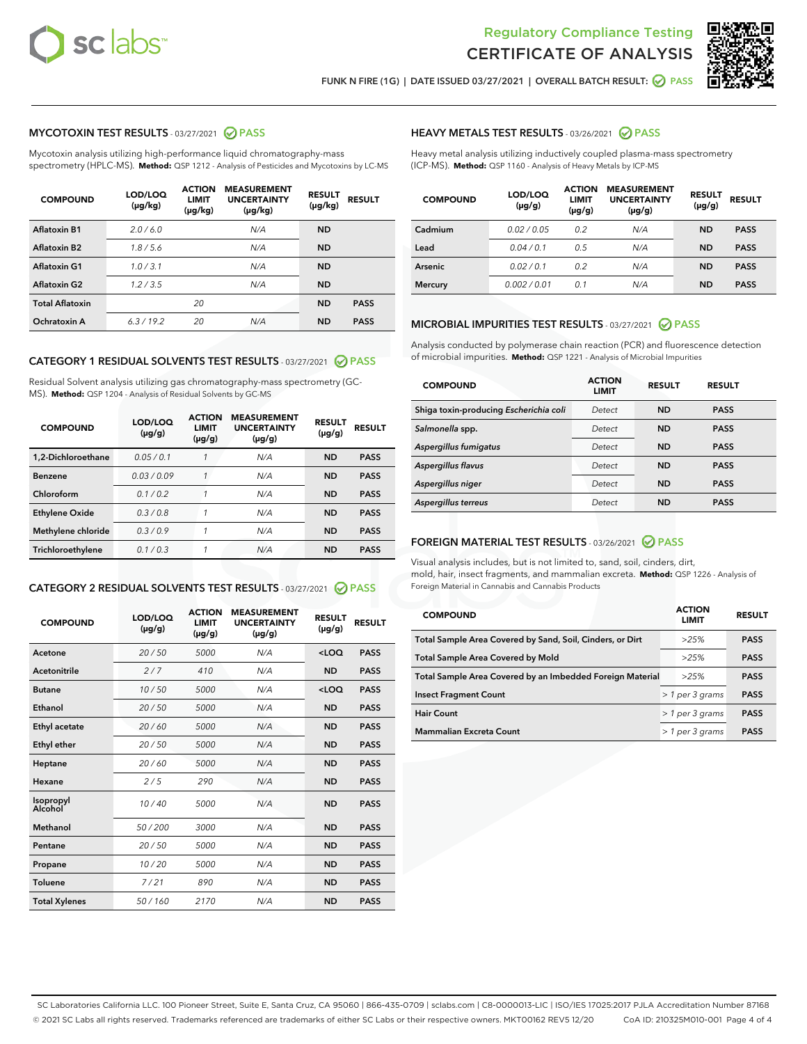Regulatory Compliance Testing
# CERTIFICATE OF ANALYSIS

FUNK N FIRE (1G) | DATE ISSUED 03/27/2021 | OVERALL BATCH RESULT: PASS

## MYCOTOXIN TEST RESULTS - 03/27/2021 PASS

Mycotoxin analysis utilizing high-performance liquid chromatography-mass spectrometry (HPLC-MS). **Method:** QSP 1212 - Analysis of Pesticides and Mycotoxins by LC-MS

| COMPOUND | LOD/LOQ (µg/kg) | ACTION LIMIT (µg/kg) | MEASUREMENT UNCERTAINTY (µg/kg) | RESULT (µg/kg) | RESULT |
|---|---|---|---|---|---|
| Aflatoxin B1 | 2.0 / 6.0 | | N/A | ND | |
| Aflatoxin B2 | 1.8 / 5.6 | | N/A | ND | |
| Aflatoxin G1 | 1.0 / 3.1 | | N/A | ND | |
| Aflatoxin G2 | 1.2 / 3.5 | | N/A | ND | |
| Total Aflatoxin | | 20 | | ND | PASS |
| Ochratoxin A | 6.3 / 19.2 | 20 | N/A | ND | PASS |

## CATEGORY 1 RESIDUAL SOLVENTS TEST RESULTS - 03/27/2021 PASS

Residual Solvent analysis utilizing gas chromatography-mass spectrometry (GC-MS). **Method:** QSP 1204 - Analysis of Residual Solvents by GC-MS

| COMPOUND | LOD/LOQ (µg/g) | ACTION LIMIT (µg/g) | MEASUREMENT UNCERTAINTY (µg/g) | RESULT (µg/g) | RESULT |
|---|---|---|---|---|---|
| 1,2-Dichloroethane | 0.05 / 0.1 | 1 | N/A | ND | PASS |
| Benzene | 0.03 / 0.09 | 1 | N/A | ND | PASS |
| Chloroform | 0.1 / 0.2 | 1 | N/A | ND | PASS |
| Ethylene Oxide | 0.3 / 0.8 | 1 | N/A | ND | PASS |
| Methylene chloride | 0.3 / 0.9 | 1 | N/A | ND | PASS |
| Trichloroethylene | 0.1 / 0.3 | 1 | N/A | ND | PASS |

## CATEGORY 2 RESIDUAL SOLVENTS TEST RESULTS - 03/27/2021 PASS

| COMPOUND | LOD/LOQ (µg/g) | ACTION LIMIT (µg/g) | MEASUREMENT UNCERTAINTY (µg/g) | RESULT (µg/g) | RESULT |
|---|---|---|---|---|---|
| Acetone | 20 / 50 | 5000 | N/A | <LOQ | PASS |
| Acetonitrile | 2 / 7 | 410 | N/A | ND | PASS |
| Butane | 10 / 50 | 5000 | N/A | <LOQ | PASS |
| Ethanol | 20 / 50 | 5000 | N/A | ND | PASS |
| Ethyl acetate | 20 / 60 | 5000 | N/A | ND | PASS |
| Ethyl ether | 20 / 50 | 5000 | N/A | ND | PASS |
| Heptane | 20 / 60 | 5000 | N/A | ND | PASS |
| Hexane | 2 / 5 | 290 | N/A | ND | PASS |
| Isopropyl Alcohol | 10 / 40 | 5000 | N/A | ND | PASS |
| Methanol | 50 / 200 | 3000 | N/A | ND | PASS |
| Pentane | 20 / 50 | 5000 | N/A | ND | PASS |
| Propane | 10 / 20 | 5000 | N/A | ND | PASS |
| Toluene | 7 / 21 | 890 | N/A | ND | PASS |
| Total Xylenes | 50 / 160 | 2170 | N/A | ND | PASS |

## HEAVY METALS TEST RESULTS - 03/26/2021 PASS

Heavy metal analysis utilizing inductively coupled plasma-mass spectrometry (ICP-MS). **Method:** QSP 1160 - Analysis of Heavy Metals by ICP-MS

| COMPOUND | LOD/LOQ (µg/g) | ACTION LIMIT (µg/g) | MEASUREMENT UNCERTAINTY (µg/g) | RESULT (µg/g) | RESULT |
|---|---|---|---|---|---|
| Cadmium | 0.02 / 0.05 | 0.2 | N/A | ND | PASS |
| Lead | 0.04 / 0.1 | 0.5 | N/A | ND | PASS |
| Arsenic | 0.02 / 0.1 | 0.2 | N/A | ND | PASS |
| Mercury | 0.002 / 0.01 | 0.1 | N/A | ND | PASS |

## MICROBIAL IMPURITIES TEST RESULTS - 03/27/2021 PASS

Analysis conducted by polymerase chain reaction (PCR) and fluorescence detection of microbial impurities. **Method:** QSP 1221 - Analysis of Microbial Impurities

| COMPOUND | ACTION LIMIT | RESULT | RESULT |
|---|---|---|---|
| *Shiga toxin-producing Escherichia coli* | Detect | ND | PASS |
| *Salmonella* spp. | Detect | ND | PASS |
| *Aspergillus fumigatus* | Detect | ND | PASS |
| *Aspergillus flavus* | Detect | ND | PASS |
| *Aspergillus niger* | Detect | ND | PASS |
| *Aspergillus terreus* | Detect | ND | PASS |

## FOREIGN MATERIAL TEST RESULTS - 03/26/2021 PASS

Visual analysis includes, but is not limited to, sand, soil, cinders, dirt, mold, hair, insect fragments, and mammalian excreta. **Method:** QSP 1226 - Analysis of Foreign Material in Cannabis and Cannabis Products

| COMPOUND | ACTION LIMIT | RESULT |
|---|---|---|
| Total Sample Area Covered by Sand, Soil, Cinders, or Dirt | >25% | PASS |
| Total Sample Area Covered by Mold | >25% | PASS |
| Total Sample Area Covered by an Imbedded Foreign Material | >25% | PASS |
| Insect Fragment Count | > 1 per 3 grams | PASS |
| Hair Count | > 1 per 3 grams | PASS |
| Mammalian Excreta Count | > 1 per 3 grams | PASS |

SC Laboratories California LLC. 100 Pioneer Street, Suite E, Santa Cruz, CA 95060 | 866-435-0709 | sclabs.com | C8-0000013-LIC | ISO/IES 17025:2017 PJLA Accreditation Number 87168
© 2021 SC Labs all rights reserved. Trademarks referenced are trademarks of either SC Labs or their respective owners. MKT00162 REV5 12/20 CoA ID: 210325M010-001